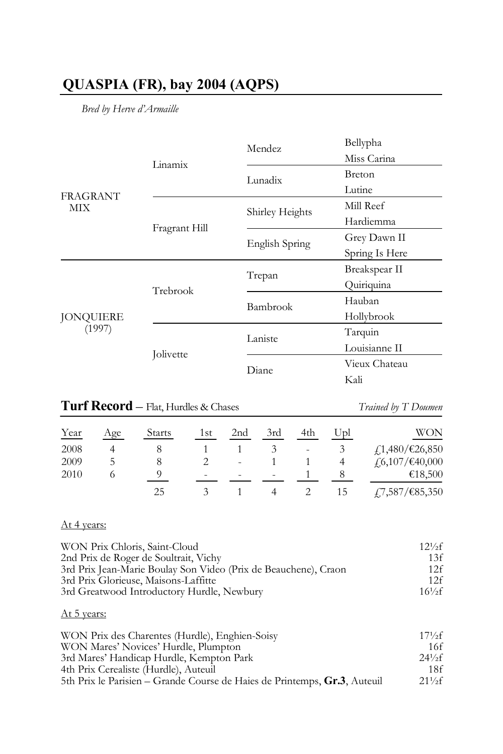## QUASPIA (FR), bay 2004 (AQPS)

*Bred by Herve d'Armaille*

| | | | |
|---|---|---|---|
| FRAGRANT MIX | Linamix | Mendez | Bellypha |
| | | | Miss Carina |
| | | Lunadix | Breton |
| | | | Lutine |
| | Fragrant Hill | Shirley Heights | Mill Reef |
| | | | Hardiemma |
| | | English Spring | Grey Dawn II |
| | | | Spring Is Here |
| JONQUIERE (1997) | Trebrook | Trepan | Breakspear II |
| | | | Quiriquina |
| | | Bambrook | Hauban |
| | | | Hollybrook |
| | Jolivette | Laniste | Tarquin |
| | | | Louisianne II |
| | | Diane | Vieux Chateau |
| | | | Kali |

**Turf Record** – Flat, Hurdles & Chases *Trained by T Doumen*

| Year | Age | Starts | 1st | 2nd | 3rd | 4th | Upl | WON |
|---|---|---|---|---|---|---|---|---|
| 2008 | 4 | 8 | 1 | 1 | 3 | - | 3 | £1,480/€26,850 |
| 2009 | 5 | 8 | 2 | - | 1 | 1 | 4 | £6,107/€40,000 |
| 2010 | 6 | 9 | - | - | - | 1 | 8 | €18,500 |
| | | 25 | 3 | 1 | 4 | 2 | 15 | £7,587/€85,350 |

At 4 years:

| | |
|---|---|
| WON Prix Chloris, Saint-Cloud | 12½f |
| 2nd Prix de Roger de Soultrait, Vichy | 13f |
| 3rd Prix Jean-Marie Boulay Son Video (Prix de Beauchene), Craon | 12f |
| 3rd Prix Glorieuse, Maisons-Laffitte | 12f |
| 3rd Greatwood Introductory Hurdle, Newbury | 16½f |

At 5 years:

| | |
|---|---|
| WON Prix des Charentes (Hurdle), Enghien-Soisy | 17½f |
| WON Mares' Novices' Hurdle, Plumpton | 16f |
| 3rd Mares' Handicap Hurdle, Kempton Park | 24½f |
| 4th Prix Cerealiste (Hurdle), Auteuil | 18f |
| 5th Prix le Parisien – Grande Course de Haies de Printemps, **Gr.3**, Auteuil | 21½f |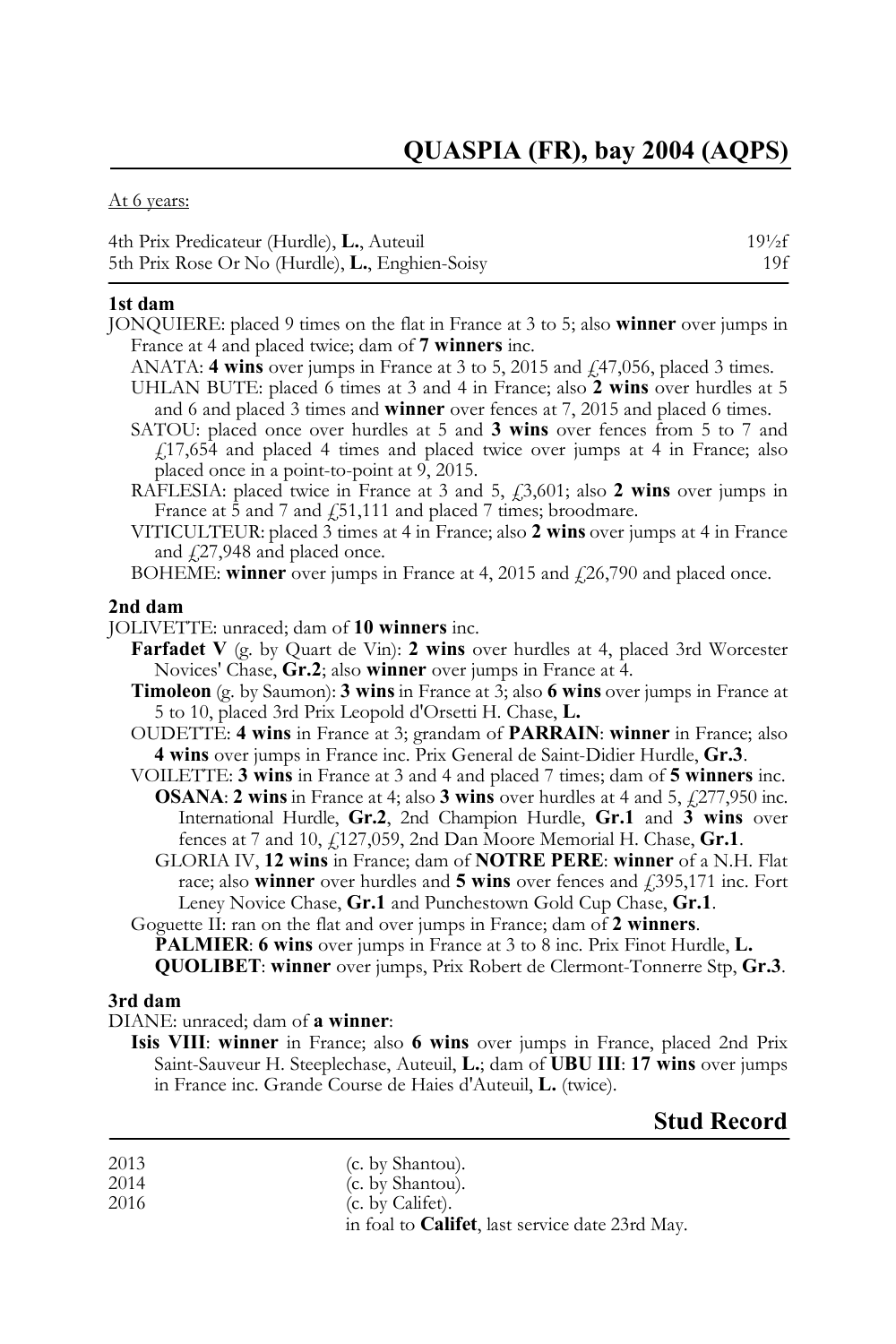# QUASPIA (FR), bay 2004 (AQPS)

At 6 years:

| | |
|---|---|
| 4th Prix Predicateur (Hurdle), **L.**, Auteuil | 19½f |
| 5th Prix Rose Or No (Hurdle), **L.**, Enghien-Soisy | 19f |

**1st dam**

JONQUIERE: placed 9 times on the flat in France at 3 to 5; also **winner** over jumps in France at 4 and placed twice; dam of **7 winners** inc.

ANATA: **4 wins** over jumps in France at 3 to 5, 2015 and £47,056, placed 3 times.

UHLAN BUTE: placed 6 times at 3 and 4 in France; also **2 wins** over hurdles at 5 and 6 and placed 3 times and **winner** over fences at 7, 2015 and placed 6 times.

SATOU: placed once over hurdles at 5 and **3 wins** over fences from 5 to 7 and £17,654 and placed 4 times and placed twice over jumps at 4 in France; also placed once in a point-to-point at 9, 2015.

RAFLESIA: placed twice in France at 3 and 5, £3,601; also **2 wins** over jumps in France at 5 and 7 and £51,111 and placed 7 times; broodmare.

VITICULTEUR: placed 3 times at 4 in France; also **2 wins** over jumps at 4 in France and £27,948 and placed once.

BOHEME: **winner** over jumps in France at 4, 2015 and £26,790 and placed once.

**2nd dam**

JOLIVETTE: unraced; dam of **10 winners** inc.

**Farfadet V** (g. by Quart de Vin): **2 wins** over hurdles at 4, placed 3rd Worcester Novices' Chase, **Gr.2**; also **winner** over jumps in France at 4.

**Timoleon** (g. by Saumon): **3 wins** in France at 3; also **6 wins** over jumps in France at 5 to 10, placed 3rd Prix Leopold d'Orsetti H. Chase, **L.**

OUDETTE: **4 wins** in France at 3; grandam of **PARRAIN**: **winner** in France; also **4 wins** over jumps in France inc. Prix General de Saint-Didier Hurdle, **Gr.3**.

VOILETTE: **3 wins** in France at 3 and 4 and placed 7 times; dam of **5 winners** inc.

**OSANA**: **2 wins** in France at 4; also **3 wins** over hurdles at 4 and 5, £277,950 inc. International Hurdle, **Gr.2**, 2nd Champion Hurdle, **Gr.1** and **3 wins** over fences at 7 and 10, £127,059, 2nd Dan Moore Memorial H. Chase, **Gr.1**.

GLORIA IV, **12 wins** in France; dam of **NOTRE PERE**: **winner** of a N.H. Flat race; also **winner** over hurdles and **5 wins** over fences and £395,171 inc. Fort Leney Novice Chase, **Gr.1** and Punchestown Gold Cup Chase, **Gr.1**.

Goguette II: ran on the flat and over jumps in France; dam of **2 winners**.

**PALMIER**: **6 wins** over jumps in France at 3 to 8 inc. Prix Finot Hurdle, **L.**

**QUOLIBET**: **winner** over jumps, Prix Robert de Clermont-Tonnerre Stp, **Gr.3**.

**3rd dam**

DIANE: unraced; dam of **a winner**:

**Isis VIII**: **winner** in France; also **6 wins** over jumps in France, placed 2nd Prix Saint-Sauveur H. Steeplechase, Auteuil, **L.**; dam of **UBU III**: **17 wins** over jumps in France inc. Grande Course de Haies d'Auteuil, **L.** (twice).

## Stud Record

| | |
|---|---|
| 2013 | (c. by Shantou). |
| 2014 | (c. by Shantou). |
| 2016 | (c. by Califet). |
| | in foal to **Califet**, last service date 23rd May. |